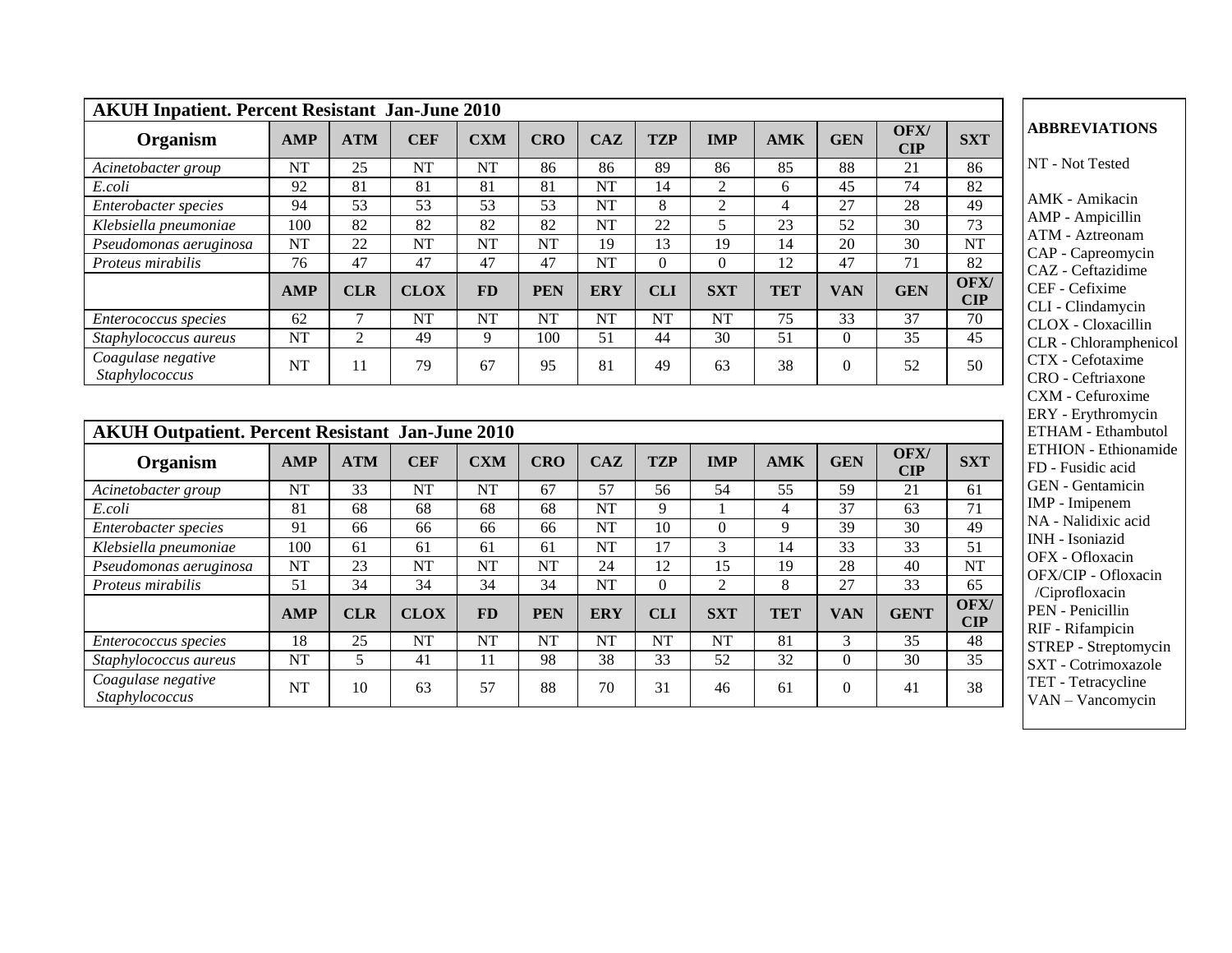| AKUH Inpatient. Percent Resistant Jan-June 2010 | | | | | | | | | | | | |
|---|---|---|---|---|---|---|---|---|---|---|---|---|
| **Organism** | **AMP** | **ATM** | **CEF** | **CXM** | **CRO** | **CAZ** | **TZP** | **IMP** | **AMK** | **GEN** | **OFX/ CIP** | **SXT** |
| *Acinetobacter group* | NT | 25 | NT | NT | 86 | 86 | 89 | 86 | 85 | 88 | 21 | 86 |
| *E.coli* | 92 | 81 | 81 | 81 | 81 | NT | 14 | 2 | 6 | 45 | 74 | 82 |
| *Enterobacter species* | 94 | 53 | 53 | 53 | 53 | NT | 8 | 2 | 4 | 27 | 28 | 49 |
| *Klebsiella pneumoniae* | 100 | 82 | 82 | 82 | 82 | NT | 22 | 5 | 23 | 52 | 30 | 73 |
| *Pseudomonas aeruginosa* | NT | 22 | NT | NT | NT | 19 | 13 | 19 | 14 | 20 | 30 | NT |
| *Proteus mirabilis* | 76 | 47 | 47 | 47 | 47 | NT | 0 | 0 | 12 | 47 | 71 | 82 |
| | **AMP** | **CLR** | **CLOX** | **FD** | **PEN** | **ERY** | **CLI** | **SXT** | **TET** | **VAN** | **GEN** | **OFX/ CIP** |
| *Enterococcus species* | 62 | 7 | NT | NT | NT | NT | NT | NT | 75 | 33 | 37 | 70 |
| *Staphylococcus aureus* | NT | 2 | 49 | 9 | 100 | 51 | 44 | 30 | 51 | 0 | 35 | 45 |
| *Coagulase negative Staphylococcus* | NT | 11 | 79 | 67 | 95 | 81 | 49 | 63 | 38 | 0 | 52 | 50 |

| AKUH Outpatient. Percent Resistant Jan-June 2010 | | | | | | | | | | | | |
|---|---|---|---|---|---|---|---|---|---|---|---|---|
| **Organism** | **AMP** | **ATM** | **CEF** | **CXM** | **CRO** | **CAZ** | **TZP** | **IMP** | **AMK** | **GEN** | **OFX/ CIP** | **SXT** |
| *Acinetobacter group* | NT | 33 | NT | NT | 67 | 57 | 56 | 54 | 55 | 59 | 21 | 61 |
| *E.coli* | 81 | 68 | 68 | 68 | 68 | NT | 9 | 1 | 4 | 37 | 63 | 71 |
| *Enterobacter species* | 91 | 66 | 66 | 66 | 66 | NT | 10 | 0 | 9 | 39 | 30 | 49 |
| *Klebsiella pneumoniae* | 100 | 61 | 61 | 61 | 61 | NT | 17 | 3 | 14 | 33 | 33 | 51 |
| *Pseudomonas aeruginosa* | NT | 23 | NT | NT | NT | 24 | 12 | 15 | 19 | 28 | 40 | NT |
| *Proteus mirabilis* | 51 | 34 | 34 | 34 | 34 | NT | 0 | 2 | 8 | 27 | 33 | 65 |
| | **AMP** | **CLR** | **CLOX** | **FD** | **PEN** | **ERY** | **CLI** | **SXT** | **TET** | **VAN** | **GENT** | **OFX/ CIP** |
| *Enterococcus species* | 18 | 25 | NT | NT | NT | NT | NT | NT | 81 | 3 | 35 | 48 |
| *Staphylococcus aureus* | NT | 5 | 41 | 11 | 98 | 38 | 33 | 52 | 32 | 0 | 30 | 35 |
| *Coagulase negative Staphylococcus* | NT | 10 | 63 | 57 | 88 | 70 | 31 | 46 | 61 | 0 | 41 | 38 |

**ABBREVIATIONS**

NT - Not Tested

AMK - Amikacin
AMP - Ampicillin
ATM - Aztreonam
CAP - Capreomycin
CAZ - Ceftazidime
CEF - Cefixime
CLI - Clindamycin
CLOX - Cloxacillin
CLR - Chloramphenicol
CTX - Cefotaxime
CRO - Ceftriaxone
CXM - Cefuroxime
ERY - Erythromycin
ETHAM - Ethambutol
ETHION - Ethionamide
FD - Fusidic acid
GEN - Gentamicin
IMP - Imipenem
NA - Nalidixic acid
INH - Isoniazid
OFX - Ofloxacin
OFX/CIP - Ofloxacin /Ciprofloxacin
PEN - Penicillin
RIF - Rifampicin
STREP - Streptomycin
SXT - Cotrimoxazole
TET - Tetracycline
VAN – Vancomycin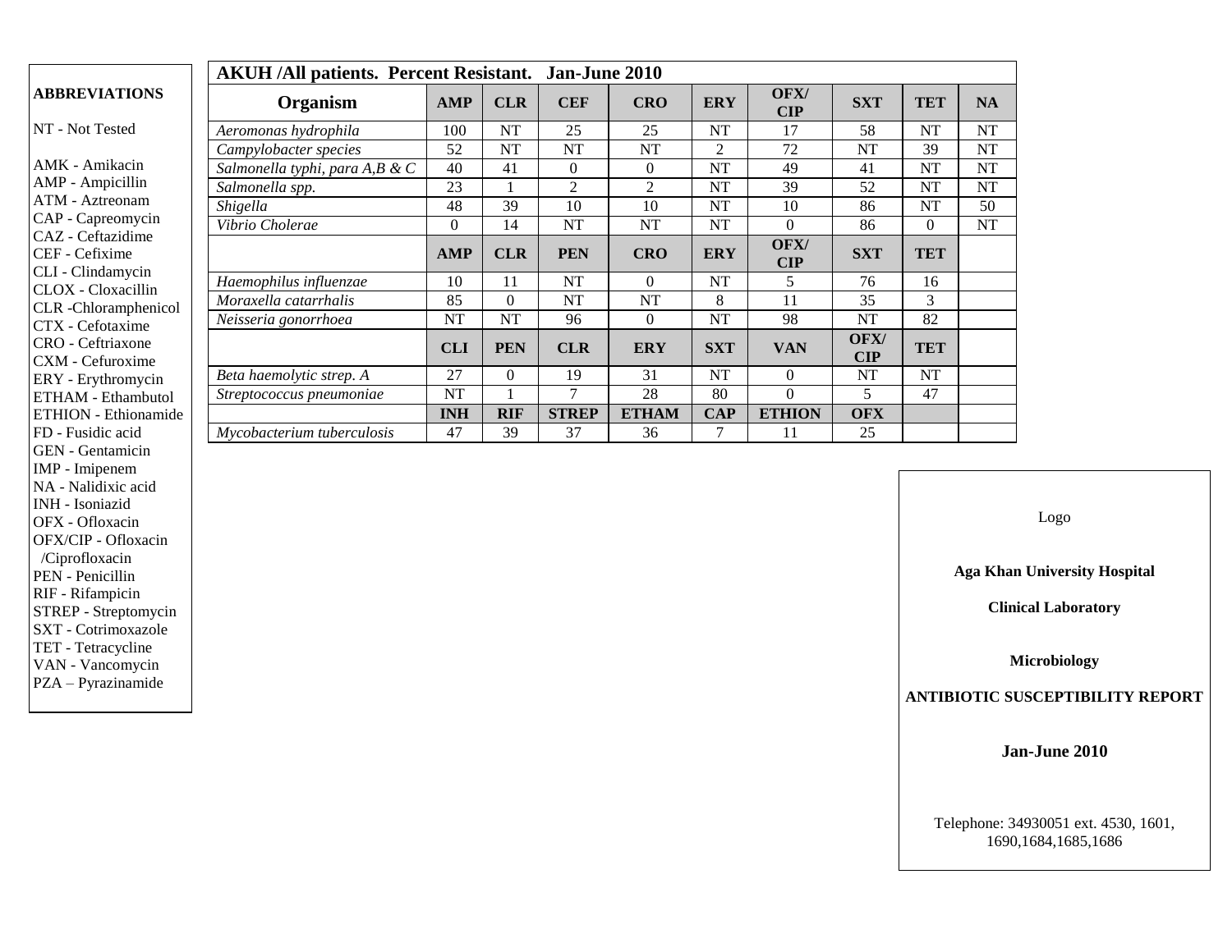**ABBREVIATIONS**

NT - Not Tested

AMK - Amikacin
AMP - Ampicillin
ATM - Aztreonam
CAP - Capreomycin
CAZ - Ceftazidime
CEF - Cefixime
CLI - Clindamycin
CLOX - Cloxacillin
CLR -Chloramphenicol
CTX - Cefotaxime
CRO - Ceftriaxone
CXM - Cefuroxime
ERY - Erythromycin
ETHAM - Ethambutol
ETHION - Ethionamide
FD - Fusidic acid
GEN - Gentamicin
IMP - Imipenem
NA - Nalidixic acid
INH - Isoniazid
OFX - Ofloxacin
OFX/CIP - Ofloxacin /Ciprofloxacin
PEN - Penicillin
RIF - Rifampicin
STREP - Streptomycin
SXT - Cotrimoxazole
TET - Tetracycline
VAN - Vancomycin
PZA – Pyrazinamide

**AKUH /All patients. Percent Resistant. Jan-June 2010**

| Organism | AMP | CLR | CEF | CRO | ERY | OFX/ CIP | SXT | TET | NA |
|---|---|---|---|---|---|---|---|---|---|
| *Aeromonas hydrophila* | 100 | NT | 25 | 25 | NT | 17 | 58 | NT | NT |
| *Campylobacter species* | 52 | NT | NT | NT | 2 | 72 | NT | 39 | NT |
| *Salmonella typhi, para A,B & C* | 40 | 41 | 0 | 0 | NT | 49 | 41 | NT | NT |
| *Salmonella spp.* | 23 | 1 | 2 | 2 | NT | 39 | 52 | NT | NT |
| *Shigella* | 48 | 39 | 10 | 10 | NT | 10 | 86 | NT | 50 |
| *Vibrio Cholerae* | 0 | 14 | NT | NT | NT | 0 | 86 | 0 | NT |
| | **AMP** | **CLR** | **PEN** | **CRO** | **ERY** | **OFX/ CIP** | **SXT** | **TET** | |
| *Haemophilus influenzae* | 10 | 11 | NT | 0 | NT | 5 | 76 | 16 | |
| *Moraxella catarrhalis* | 85 | 0 | NT | NT | 8 | 11 | 35 | 3 | |
| *Neisseria gonorrhoea* | NT | NT | 96 | 0 | NT | 98 | NT | 82 | |
| | **CLI** | **PEN** | **CLR** | **ERY** | **SXT** | **VAN** | **OFX/ CIP** | **TET** | |
| *Beta haemolytic strep. A* | 27 | 0 | 19 | 31 | NT | 0 | NT | NT | |
| *Streptococcus pneumoniae* | NT | 1 | 7 | 28 | 80 | 0 | 5 | 47 | |
| | **INH** | **RIF** | **STREP** | **ETHAM** | **CAP** | **ETHION** | **OFX** | | |
| *Mycobacterium tuberculosis* | 47 | 39 | 37 | 36 | 7 | 11 | 25 | | |

Logo

**Aga Khan University Hospital**

**Clinical Laboratory**

**Microbiology**

**ANTIBIOTIC SUSCEPTIBILITY REPORT**

**Jan-June 2010**

Telephone: 34930051 ext. 4530, 1601, 1690,1684,1685,1686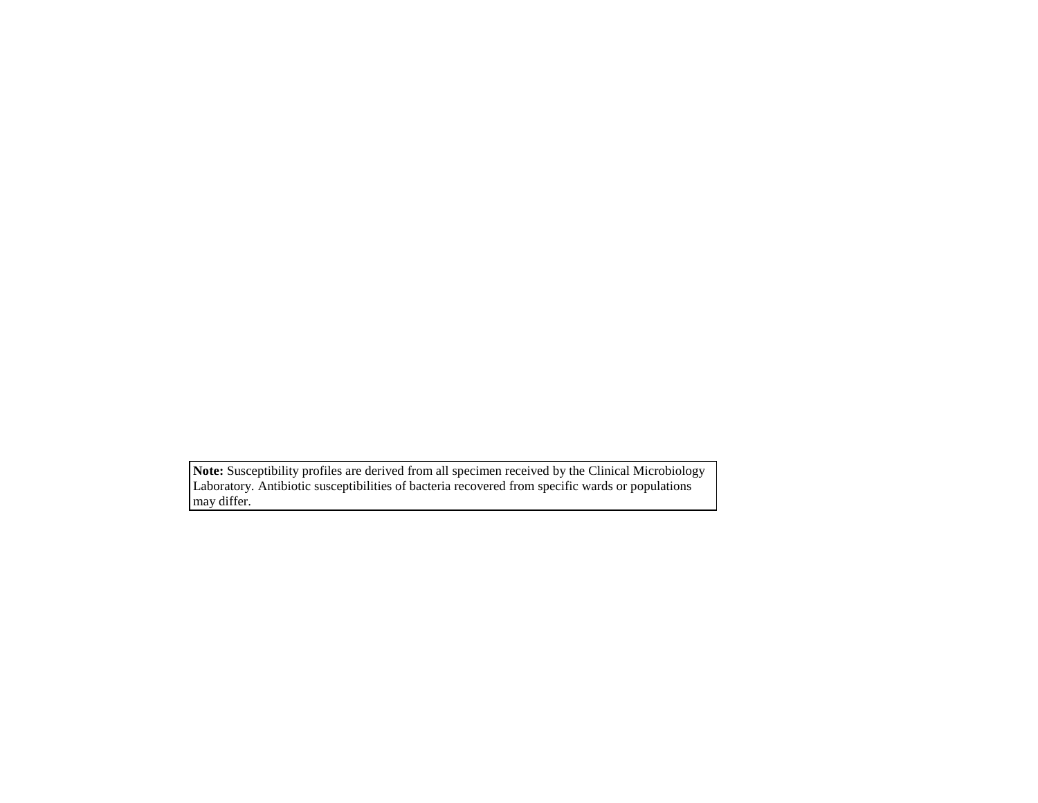**Note:** Susceptibility profiles are derived from all specimen received by the Clinical Microbiology Laboratory. Antibiotic susceptibilities of bacteria recovered from specific wards or populations may differ.